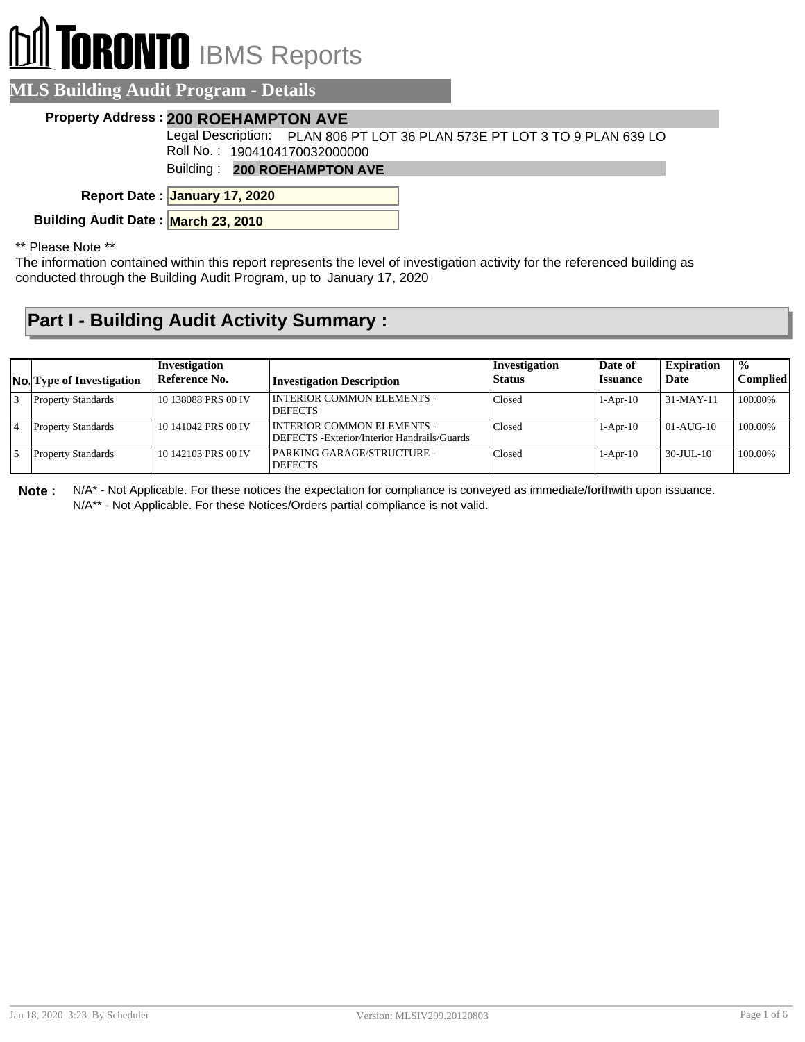# TORONTO IBMS Reports

## MLS Building Audit Program - Details

**Property Address :** **200 ROEHAMPTON AVE**

Legal Description: PLAN 806 PT LOT 36 PLAN 573E PT LOT 3 TO 9 PLAN 639 LO

Roll No. : 1904104170032000000

Building : **200 ROEHAMPTON AVE**

**Report Date :** **January 17, 2020**

**Building Audit Date :** **March 23, 2010**

** Please Note **

The information contained within this report represents the level of investigation activity for the referenced building as conducted through the Building Audit Program, up to January 17, 2020

## Part I - Building Audit Activity Summary :

| No. | Type of Investigation | Investigation Reference No. | Investigation Description | Investigation Status | Date of Issuance | Expiration Date | % Complied |
|---|---|---|---|---|---|---|---|
| 3 | Property Standards | 10 138088 PRS 00 IV | INTERIOR COMMON ELEMENTS - DEFECTS | Closed | 1-Apr-10 | 31-MAY-11 | 100.00% |
| 4 | Property Standards | 10 141042 PRS 00 IV | INTERIOR COMMON ELEMENTS - DEFECTS -Exterior/Interior Handrails/Guards | Closed | 1-Apr-10 | 01-AUG-10 | 100.00% |
| 5 | Property Standards | 10 142103 PRS 00 IV | PARKING GARAGE/STRUCTURE - DEFECTS | Closed | 1-Apr-10 | 30-JUL-10 | 100.00% |

**Note :** N/A* - Not Applicable. For these notices the expectation for compliance is conveyed as immediate/forthwith upon issuance.
N/A** - Not Applicable. For these Notices/Orders partial compliance is not valid.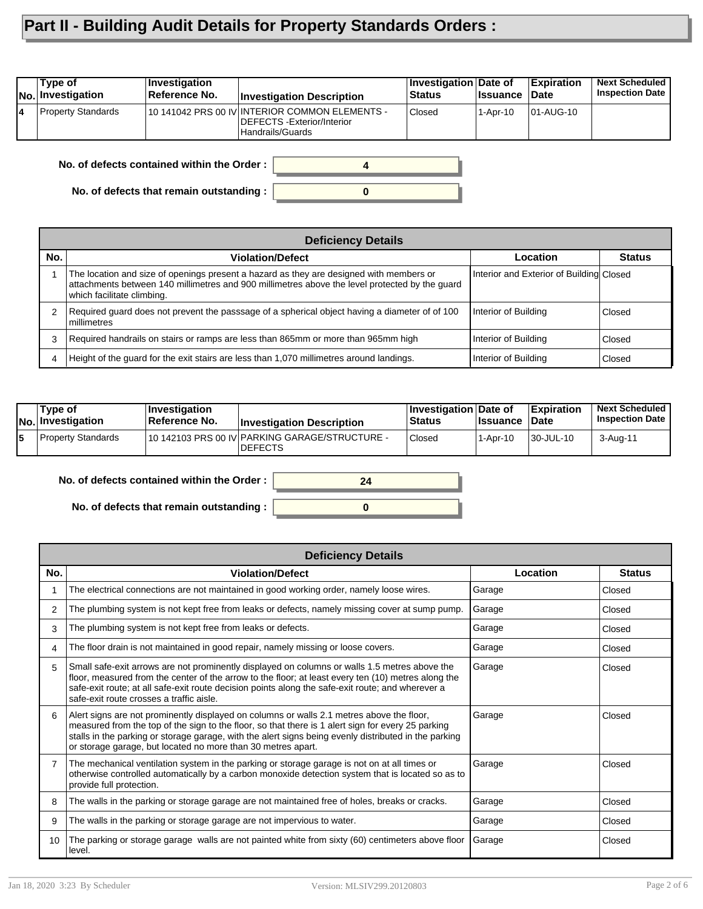# Part II - Building Audit Details for Property Standards Orders :

| No. | Type of Investigation | Investigation Reference No. | Investigation Description | Investigation Status | Date of Issuance | Expiration Date | Next Scheduled Inspection Date |
|---|---|---|---|---|---|---|---|
| 4 | Property Standards | 10 141042 PRS 00 IV | INTERIOR COMMON ELEMENTS - DEFECTS -Exterior/Interior Handrails/Guards | Closed | 1-Apr-10 | 01-AUG-10 | |

**No. of defects contained within the Order :** 4

**No. of defects that remain outstanding :** 0

| Deficiency Details | | | |
|---|---|---|---|
| **No.** | **Violation/Defect** | **Location** | **Status** |
| 1 | The location and size of openings present a hazard as they are designed with members or attachments between 140 millimetres and 900 millimetres above the level protected by the guard which facilitate climbing. | Interior and Exterior of Building | Closed |
| 2 | Required guard does not prevent the passsage of a spherical object having a diameter of of 100 millimetres | Interior of Building | Closed |
| 3 | Required handrails on stairs or ramps are less than 865mm or more than 965mm high | Interior of Building | Closed |
| 4 | Height of the guard for the exit stairs are less than 1,070 millimetres around landings. | Interior of Building | Closed |

| No. | Type of Investigation | Investigation Reference No. | Investigation Description | Investigation Status | Date of Issuance | Expiration Date | Next Scheduled Inspection Date |
|---|---|---|---|---|---|---|---|
| 5 | Property Standards | 10 142103 PRS 00 IV | PARKING GARAGE/STRUCTURE - DEFECTS | Closed | 1-Apr-10 | 30-JUL-10 | 3-Aug-11 |

**No. of defects contained within the Order :** 24

**No. of defects that remain outstanding :** 0

| Deficiency Details | | | |
|---|---|---|---|
| **No.** | **Violation/Defect** | **Location** | **Status** |
| 1 | The electrical connections are not maintained in good working order, namely loose wires. | Garage | Closed |
| 2 | The plumbing system is not kept free from leaks or defects, namely missing cover at sump pump. | Garage | Closed |
| 3 | The plumbing system is not kept free from leaks or defects. | Garage | Closed |
| 4 | The floor drain is not maintained in good repair, namely missing or loose covers. | Garage | Closed |
| 5 | Small safe-exit arrows are not prominently displayed on columns or walls 1.5 metres above the floor, measured from the center of the arrow to the floor; at least every ten (10) metres along the safe-exit route; at all safe-exit route decision points along the safe-exit route; and wherever a safe-exit route crosses a traffic aisle. | Garage | Closed |
| 6 | Alert signs are not prominently displayed on columns or walls 2.1 metres above the floor, measured from the top of the sign to the floor, so that there is 1 alert sign for every 25 parking stalls in the parking or storage garage, with the alert signs being evenly distributed in the parking or storage garage, but located no more than 30 metres apart. | Garage | Closed |
| 7 | The mechanical ventilation system in the parking or storage garage is not on at all times or otherwise controlled automatically by a carbon monoxide detection system that is located so as to provide full protection. | Garage | Closed |
| 8 | The walls in the parking or storage garage are not maintained free of holes, breaks or cracks. | Garage | Closed |
| 9 | The walls in the parking or storage garage are not impervious to water. | Garage | Closed |
| 10 | The parking or storage garage walls are not painted white from sixty (60) centimeters above floor level. | Garage | Closed |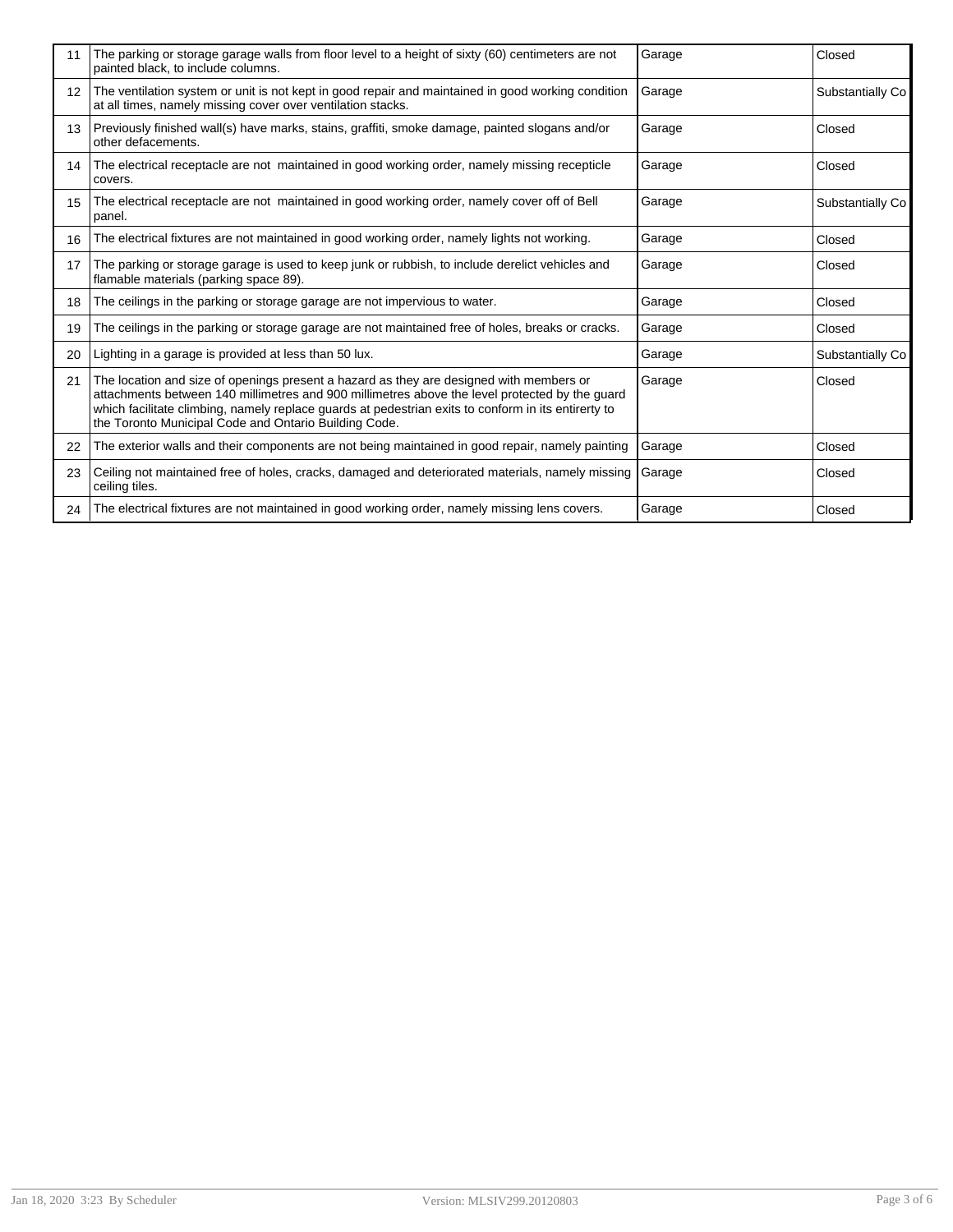| 11 | The parking or storage garage walls from floor level to a height of sixty (60) centimeters are not painted black, to include columns. | Garage | Closed |
|---|---|---|---|
| 12 | The ventilation system or unit is not kept in good repair and maintained in good working condition at all times, namely missing cover over ventilation stacks. | Garage | Substantially Co |
| 13 | Previously finished wall(s) have marks, stains, graffiti, smoke damage, painted slogans and/or other defacements. | Garage | Closed |
| 14 | The electrical receptacle are not maintained in good working order, namely missing recepticle covers. | Garage | Closed |
| 15 | The electrical receptacle are not maintained in good working order, namely cover off of Bell panel. | Garage | Substantially Co |
| 16 | The electrical fixtures are not maintained in good working order, namely lights not working. | Garage | Closed |
| 17 | The parking or storage garage is used to keep junk or rubbish, to include derelict vehicles and flamable materials (parking space 89). | Garage | Closed |
| 18 | The ceilings in the parking or storage garage are not impervious to water. | Garage | Closed |
| 19 | The ceilings in the parking or storage garage are not maintained free of holes, breaks or cracks. | Garage | Closed |
| 20 | Lighting in a garage is provided at less than 50 lux. | Garage | Substantially Co |
| 21 | The location and size of openings present a hazard as they are designed with members or attachments between 140 millimetres and 900 millimetres above the level protected by the guard which facilitate climbing, namely replace guards at pedestrian exits to conform in its entirerty to the Toronto Municipal Code and Ontario Building Code. | Garage | Closed |
| 22 | The exterior walls and their components are not being maintained in good repair, namely painting | Garage | Closed |
| 23 | Ceiling not maintained free of holes, cracks, damaged and deteriorated materials, namely missing ceiling tiles. | Garage | Closed |
| 24 | The electrical fixtures are not maintained in good working order, namely missing lens covers. | Garage | Closed |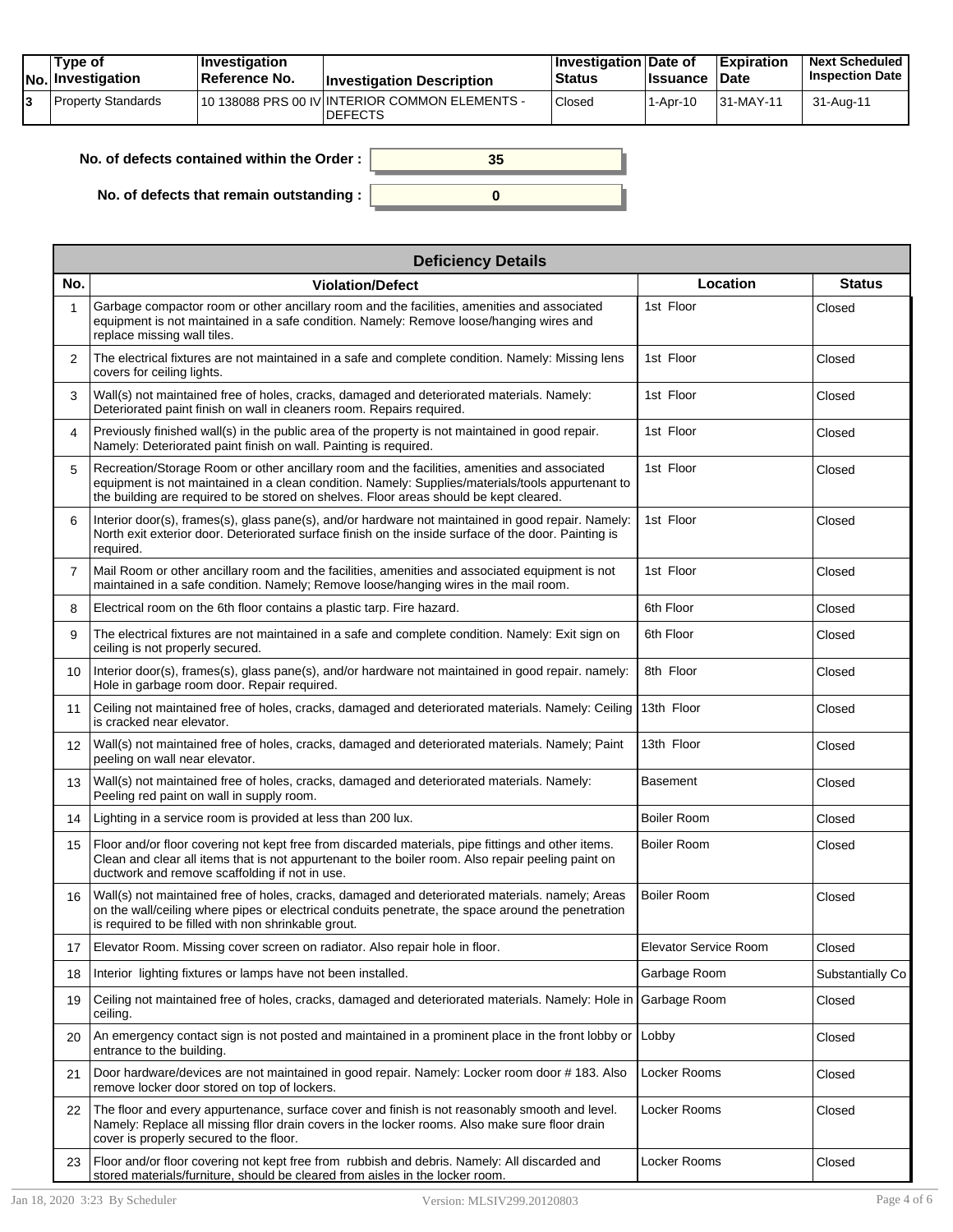| No. | Type of Investigation | Investigation Reference No. | Investigation Description | Investigation Status | Date of Issuance | Expiration Date | Next Scheduled Inspection Date |
|---|---|---|---|---|---|---|---|
| 3 | Property Standards | 10 138088 PRS 00 IV | INTERIOR COMMON ELEMENTS - DEFECTS | Closed | 1-Apr-10 | 31-MAY-11 | 31-Aug-11 |

**No. of defects contained within the Order :** 35

**No. of defects that remain outstanding :** 0

| Deficiency Details | | | |
|---|---|---|---|
| **No.** | **Violation/Defect** | **Location** | **Status** |
| 1 | Garbage compactor room or other ancillary room and the facilities, amenities and associated equipment is not maintained in a safe condition. Namely: Remove loose/hanging wires and replace missing wall tiles. | 1st Floor | Closed |
| 2 | The electrical fixtures are not maintained in a safe and complete condition. Namely: Missing lens covers for ceiling lights. | 1st Floor | Closed |
| 3 | Wall(s) not maintained free of holes, cracks, damaged and deteriorated materials. Namely: Deteriorated paint finish on wall in cleaners room. Repairs required. | 1st Floor | Closed |
| 4 | Previously finished wall(s) in the public area of the property is not maintained in good repair. Namely: Deteriorated paint finish on wall. Painting is required. | 1st Floor | Closed |
| 5 | Recreation/Storage Room or other ancillary room and the facilities, amenities and associated equipment is not maintained in a clean condition. Namely: Supplies/materials/tools appurtenant to the building are required to be stored on shelves. Floor areas should be kept cleared. | 1st Floor | Closed |
| 6 | Interior door(s), frames(s), glass pane(s), and/or hardware not maintained in good repair. Namely: North exit exterior door. Deteriorated surface finish on the inside surface of the door. Painting is required. | 1st Floor | Closed |
| 7 | Mail Room or other ancillary room and the facilities, amenities and associated equipment is not maintained in a safe condition. Namely; Remove loose/hanging wires in the mail room. | 1st Floor | Closed |
| 8 | Electrical room on the 6th floor contains a plastic tarp. Fire hazard. | 6th Floor | Closed |
| 9 | The electrical fixtures are not maintained in a safe and complete condition. Namely: Exit sign on ceiling is not properly secured. | 6th Floor | Closed |
| 10 | Interior door(s), frames(s), glass pane(s), and/or hardware not maintained in good repair. namely: Hole in garbage room door. Repair required. | 8th Floor | Closed |
| 11 | Ceiling not maintained free of holes, cracks, damaged and deteriorated materials. Namely: Ceiling is cracked near elevator. | 13th Floor | Closed |
| 12 | Wall(s) not maintained free of holes, cracks, damaged and deteriorated materials. Namely; Paint peeling on wall near elevator. | 13th Floor | Closed |
| 13 | Wall(s) not maintained free of holes, cracks, damaged and deteriorated materials. Namely: Peeling red paint on wall in supply room. | Basement | Closed |
| 14 | Lighting in a service room is provided at less than 200 lux. | Boiler Room | Closed |
| 15 | Floor and/or floor covering not kept free from discarded materials, pipe fittings and other items. Clean and clear all items that is not appurtenant to the boiler room. Also repair peeling paint on ductwork and remove scaffolding if not in use. | Boiler Room | Closed |
| 16 | Wall(s) not maintained free of holes, cracks, damaged and deteriorated materials. namely; Areas on the wall/ceiling where pipes or electrical conduits penetrate, the space around the penetration is required to be filled with non shrinkable grout. | Boiler Room | Closed |
| 17 | Elevator Room. Missing cover screen on radiator. Also repair hole in floor. | Elevator Service Room | Closed |
| 18 | Interior lighting fixtures or lamps have not been installed. | Garbage Room | Substantially Co |
| 19 | Ceiling not maintained free of holes, cracks, damaged and deteriorated materials. Namely: Hole in ceiling. | Garbage Room | Closed |
| 20 | An emergency contact sign is not posted and maintained in a prominent place in the front lobby or entrance to the building. | Lobby | Closed |
| 21 | Door hardware/devices are not maintained in good repair. Namely: Locker room door # 183. Also remove locker door stored on top of lockers. | Locker Rooms | Closed |
| 22 | The floor and every appurtenance, surface cover and finish is not reasonably smooth and level. Namely: Replace all missing fllor drain covers in the locker rooms. Also make sure floor drain cover is properly secured to the floor. | Locker Rooms | Closed |
| 23 | Floor and/or floor covering not kept free from rubbish and debris. Namely: All discarded and stored materials/furniture, should be cleared from aisles in the locker room. | Locker Rooms | Closed |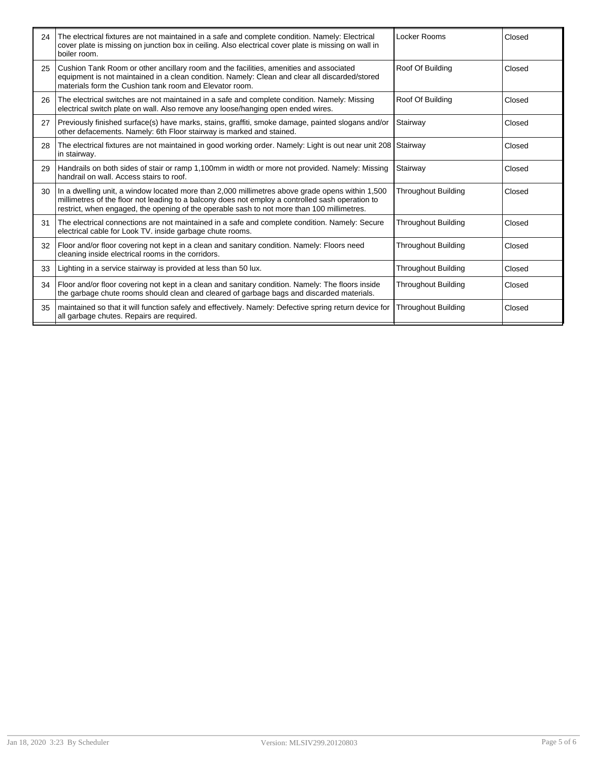| | | | |
|---|---|---|---|
| 24 | The electrical fixtures are not maintained in a safe and complete condition. Namely: Electrical cover plate is missing on junction box in ceiling. Also electrical cover plate is missing on wall in boiler room. | Locker Rooms | Closed |
| 25 | Cushion Tank Room or other ancillary room and the facilities, amenities and associated equipment is not maintained in a clean condition. Namely: Clean and clear all discarded/stored materials form the Cushion tank room and Elevator room. | Roof Of Building | Closed |
| 26 | The electrical switches are not maintained in a safe and complete condition. Namely: Missing electrical switch plate on wall. Also remove any loose/hanging open ended wires. | Roof Of Building | Closed |
| 27 | Previously finished surface(s) have marks, stains, graffiti, smoke damage, painted slogans and/or other defacements. Namely: 6th Floor stairway is marked and stained. | Stairway | Closed |
| 28 | The electrical fixtures are not maintained in good working order. Namely: Light is out near unit 208 in stairway. | Stairway | Closed |
| 29 | Handrails on both sides of stair or ramp 1,100mm in width or more not provided. Namely: Missing handrail on wall. Access stairs to roof. | Stairway | Closed |
| 30 | In a dwelling unit, a window located more than 2,000 millimetres above grade opens within 1,500 millimetres of the floor not leading to a balcony does not employ a controlled sash operation to restrict, when engaged, the opening of the operable sash to not more than 100 millimetres. | Throughout Building | Closed |
| 31 | The electrical connections are not maintained in a safe and complete condition. Namely: Secure electrical cable for Look TV. inside garbage chute rooms. | Throughout Building | Closed |
| 32 | Floor and/or floor covering not kept in a clean and sanitary condition. Namely: Floors need cleaning inside electrical rooms in the corridors. | Throughout Building | Closed |
| 33 | Lighting in a service stairway is provided at less than 50 lux. | Throughout Building | Closed |
| 34 | Floor and/or floor covering not kept in a clean and sanitary condition. Namely: The floors inside the garbage chute rooms should clean and cleared of garbage bags and discarded materials. | Throughout Building | Closed |
| 35 | maintained so that it will function safely and effectively. Namely: Defective spring return device for all garbage chutes. Repairs are required. | Throughout Building | Closed |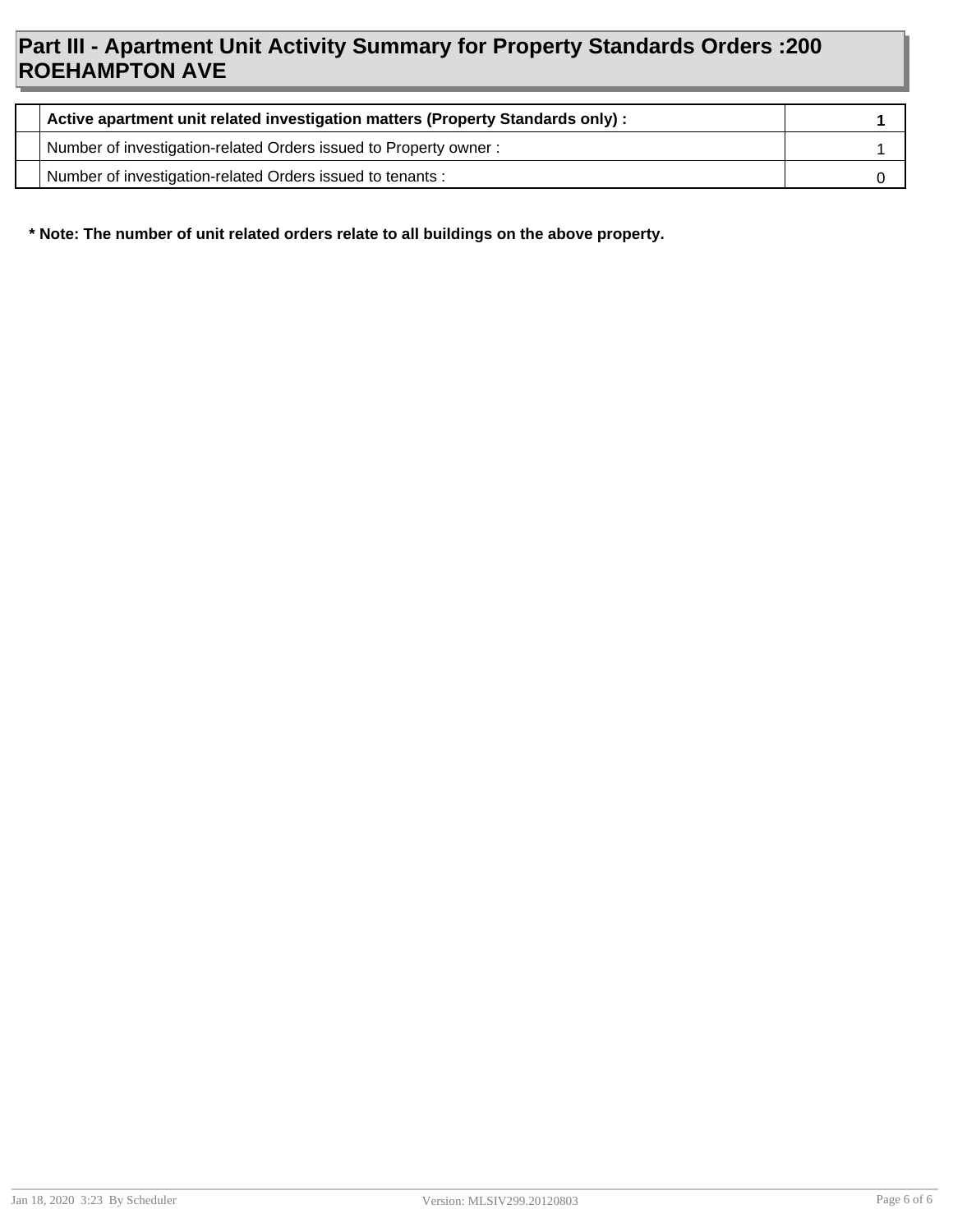## Part III - Apartment Unit Activity Summary for Property Standards Orders :200 ROEHAMPTON AVE

| | | |
|---|---|---|
| | **Active apartment unit related investigation matters (Property Standards only) :** | **1** |
| | Number of investigation-related Orders issued to Property owner : | 1 |
| | Number of investigation-related Orders issued to tenants : | 0 |

**\* Note: The number of unit related orders relate to all buildings on the above property.**